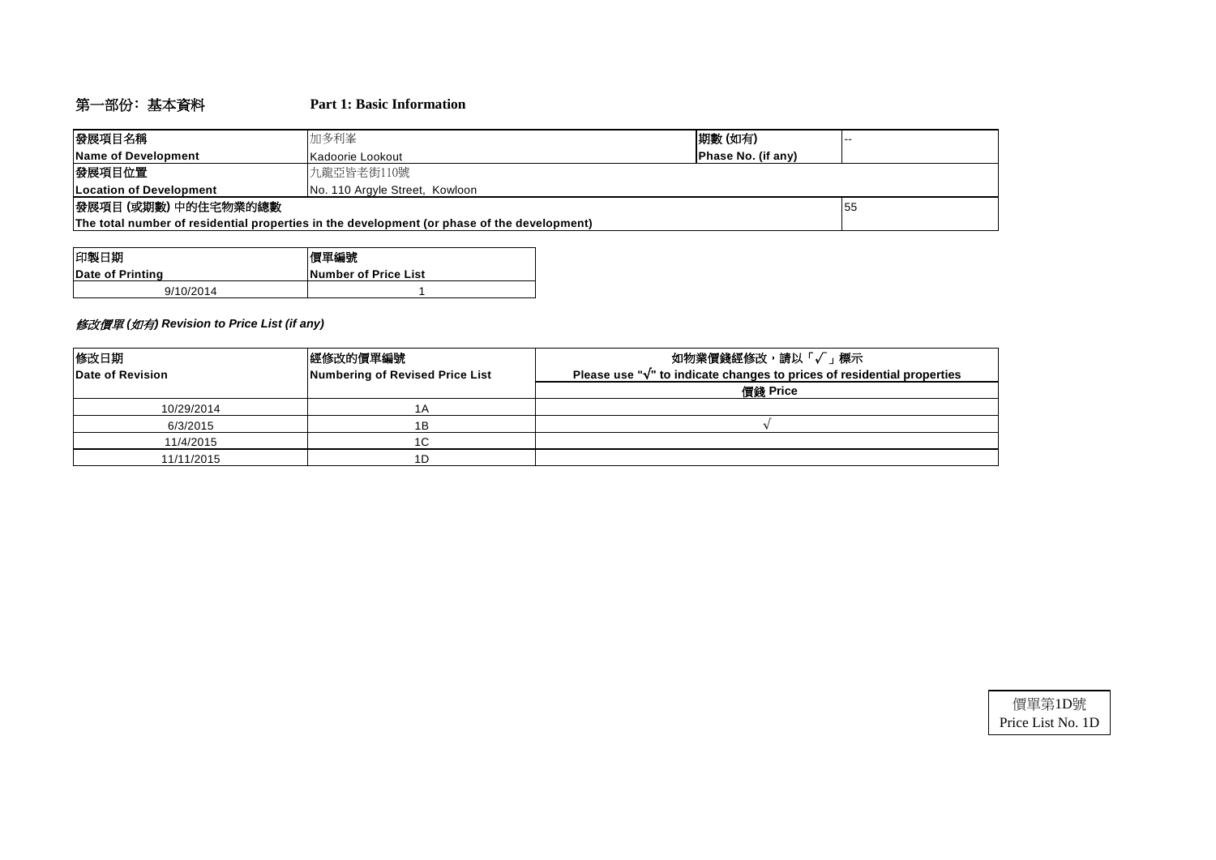## 第一部份：基本資料 Part 1: Basic Information

| 發展項目名稱<br>**Name of Development** | 加多利峯<br>Kadoorie Lookout | 期數 (如有)<br>**Phase No. (if any)** | -- |
|---|---|---|---|
| 發展項目位置<br>**Location of Development** | 九龍亞皆老街110號<br>No. 110 Argyle Street, Kowloon | | |
| 發展項目 (或期數) 中的住宅物業的總數<br>**The total number of residential properties in the development (or phase of the development)** | | | 55 |

| 印製日期<br>**Date of Printing** | 價單編號<br>**Number of Price List** |
|---|---|
| 9/10/2014 | 1 |

***修改價單 (如有) Revision to Price List (if any)***

| 修改日期<br>**Date of Revision** | 經修改的價單編號<br>**Numbering of Revised Price List** | 如物業價錢經修改，請以「√」標示<br>**Please use "√" to indicate changes to prices of residential properties** |
|---|---|---|
| | | **價錢 Price** |
| 10/29/2014 | 1A | |
| 6/3/2015 | 1B | √ |
| 11/4/2015 | 1C | |
| 11/11/2015 | 1D | |

價單第1D號
Price List No. 1D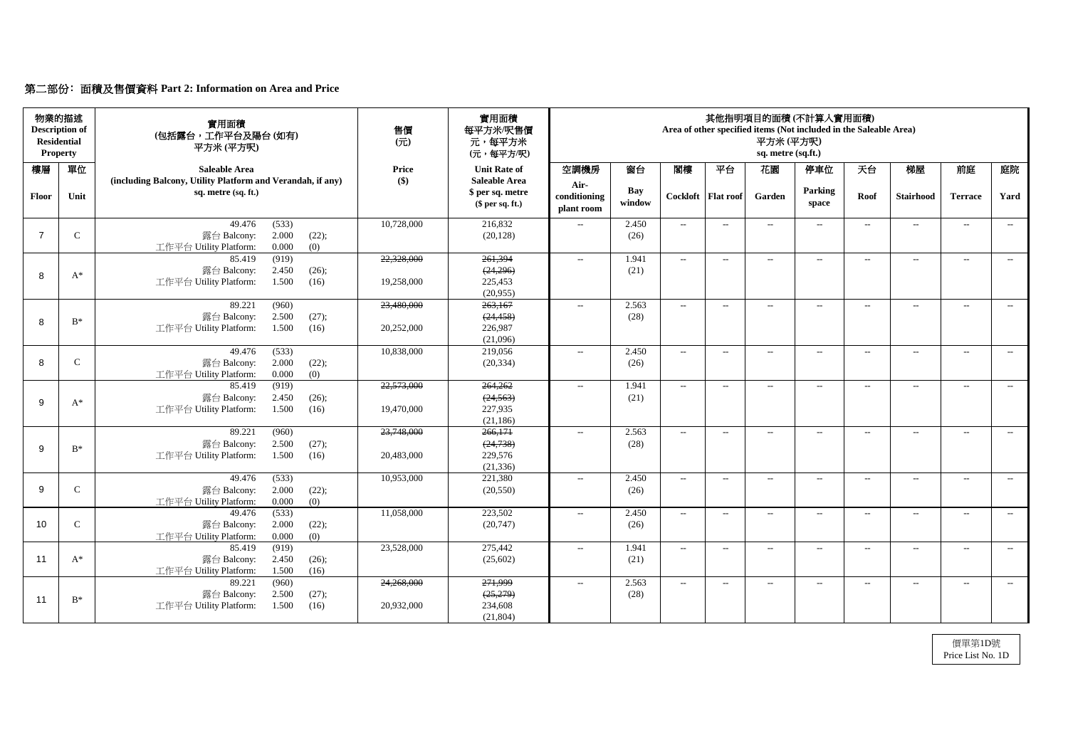## 第二部份﹕面積及售價資料 Part 2: Information on Area and Price

| 物業的描述 Description of Residential Property | | 實用面積 (包括露台，工作平台及陽台 (如有) 平方米 (平方呎) | 售價 (元) | 實用面積 每平方米/呎售價 元，每平方米 (元，每平方/呎) | 其他指明項目的面積 (不計算入實用面積) Area of other specified items (Not included in the Saleable Area) 平方米 (平方呎) sq. metre (sq.ft.) | | | | | | | | | |
|---|---|---|---|---|---|---|---|---|---|---|---|---|---|---|
| 樓層 Floor | 單位 Unit | Saleable Area (including Balcony, Utility Platform and Verandah, if any) sq. metre (sq. ft.) | Price ($) | Unit Rate of Saleable Area $ per sq. metre ($ per sq. ft.) | 空調機房 Air-conditioning plant room | 窗台 Bay window | 閣樓 Cockloft | 平台 Flat roof | 花園 Garden | 停車位 Parking space | 天台 Roof | 梯屋 Stairhood | 前庭 Terrace | 庭院 Yard |
| 7 | C | 49.476 (533) 露台 Balcony: 2.000 (22); 工作平台 Utility Platform: 0.000 (0) | 10,728,000 | 216,832 (20,128) | -- | 2.450 (26) | -- | -- | -- | -- | -- | -- | -- | -- |
| 8 | A* | 85.419 (919) 露台 Balcony: 2.450 (26); 工作平台 Utility Platform: 1.500 (16) | ~~22,328,000~~ 19,258,000 | ~~261,394~~ ~~(24,296)~~ 225,453 (20,955) | -- | 1.941 (21) | -- | -- | -- | -- | -- | -- | -- | -- |
| 8 | B* | 89.221 (960) 露台 Balcony: 2.500 (27); 工作平台 Utility Platform: 1.500 (16) | ~~23,480,000~~ 20,252,000 | ~~263,167~~ ~~(24,458)~~ 226,987 (21,096) | -- | 2.563 (28) | -- | -- | -- | -- | -- | -- | -- | -- |
| 8 | C | 49.476 (533) 露台 Balcony: 2.000 (22); 工作平台 Utility Platform: 0.000 (0) | 10,838,000 | 219,056 (20,334) | -- | 2.450 (26) | -- | -- | -- | -- | -- | -- | -- | -- |
| 9 | A* | 85.419 (919) 露台 Balcony: 2.450 (26); 工作平台 Utility Platform: 1.500 (16) | ~~22,573,000~~ 19,470,000 | ~~264,262~~ ~~(24,563)~~ 227,935 (21,186) | -- | 1.941 (21) | -- | -- | -- | -- | -- | -- | -- | -- |
| 9 | B* | 89.221 (960) 露台 Balcony: 2.500 (27); 工作平台 Utility Platform: 1.500 (16) | ~~23,748,000~~ 20,483,000 | ~~266,171~~ ~~(24,738)~~ 229,576 (21,336) | -- | 2.563 (28) | -- | -- | -- | -- | -- | -- | -- | -- |
| 9 | C | 49.476 (533) 露台 Balcony: 2.000 (22); 工作平台 Utility Platform: 0.000 (0) | 10,953,000 | 221,380 (20,550) | -- | 2.450 (26) | -- | -- | -- | -- | -- | -- | -- | -- |
| 10 | C | 49.476 (533) 露台 Balcony: 2.000 (22); 工作平台 Utility Platform: 0.000 (0) | 11,058,000 | 223,502 (20,747) | -- | 2.450 (26) | -- | -- | -- | -- | -- | -- | -- | -- |
| 11 | A* | 85.419 (919) 露台 Balcony: 2.450 (26); 工作平台 Utility Platform: 1.500 (16) | 23,528,000 | 275,442 (25,602) | -- | 1.941 (21) | -- | -- | -- | -- | -- | -- | -- | -- |
| 11 | B* | 89.221 (960) 露台 Balcony: 2.500 (27); 工作平台 Utility Platform: 1.500 (16) | ~~24,268,000~~ 20,932,000 | ~~271,999~~ ~~(25,279)~~ 234,608 (21,804) | -- | 2.563 (28) | -- | -- | -- | -- | -- | -- | -- | -- |

價單第1D號
Price List No. 1D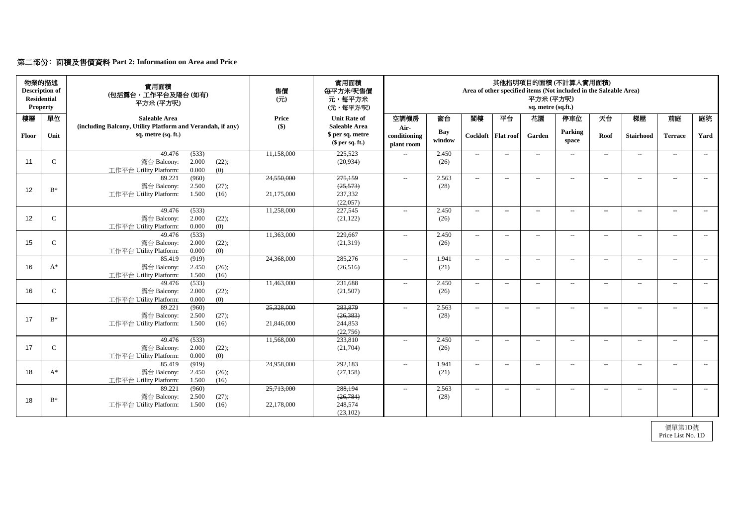## 第二部份: 面積及售價資料 Part 2: Information on Area and Price

| 物業的描述 Description of Residential Property | | 實用面積 (包括露台，工作平台及陽台 (如有) 平方米 (平方呎) | 售價 (元) | 實用面積 每平方米/呎售價 元，每平方米 (元，每平方/呎) | 其他指明項目的面積 (不計算入實用面積) Area of other specified items (Not included in the Saleable Area) 平方米 (平方呎) sq. metre (sq.ft.) | | | | | | | | | |
|---|---|---|---|---|---|---|---|---|---|---|---|---|---|---|
| 樓層 Floor | 單位 Unit | Saleable Area (including Balcony, Utility Platform and Verandah, if any) sq. metre (sq. ft.) | Price ($) | Unit Rate of Saleable Area $ per sq. metre ($ per sq. ft.) | 空調機房 Air-conditioning plant room | 窗台 Bay window | 閣樓 Cockloft | 平台 Flat roof | 花園 Garden | 停車位 Parking space | 天台 Roof | 梯屋 Stairhood | 前庭 Terrace | 庭院 Yard |
| 11 | C | 49.476 (533)<br>露台 Balcony: 2.000 (22);<br>工作平台 Utility Platform: 0.000 (0) | 11,158,000 | 225,523<br>(20,934) | -- | 2.450<br>(26) | -- | -- | -- | -- | -- | -- | -- | -- |
| 12 | B* | 89.221 (960)<br>露台 Balcony: 2.500 (27);<br>工作平台 Utility Platform: 1.500 (16) | ~~24,550,000~~<br>21,175,000 | ~~275,159~~<br>~~(25,573)~~<br>237,332<br>(22,057) | -- | 2.563<br>(28) | -- | -- | -- | -- | -- | -- | -- | -- |
| 12 | C | 49.476 (533)<br>露台 Balcony: 2.000 (22);<br>工作平台 Utility Platform: 0.000 (0) | 11,258,000 | 227,545<br>(21,122) | -- | 2.450<br>(26) | -- | -- | -- | -- | -- | -- | -- | -- |
| 15 | C | 49.476 (533)<br>露台 Balcony: 2.000 (22);<br>工作平台 Utility Platform: 0.000 (0) | 11,363,000 | 229,667<br>(21,319) | -- | 2.450<br>(26) | -- | -- | -- | -- | -- | -- | -- | -- |
| 16 | A* | 85.419 (919)<br>露台 Balcony: 2.450 (26);<br>工作平台 Utility Platform: 1.500 (16) | 24,368,000 | 285,276<br>(26,516) | -- | 1.941<br>(21) | -- | -- | -- | -- | -- | -- | -- | -- |
| 16 | C | 49.476 (533)<br>露台 Balcony: 2.000 (22);<br>工作平台 Utility Platform: 0.000 (0) | 11,463,000 | 231,688<br>(21,507) | -- | 2.450<br>(26) | -- | -- | -- | -- | -- | -- | -- | -- |
| 17 | B* | 89.221 (960)<br>露台 Balcony: 2.500 (27);<br>工作平台 Utility Platform: 1.500 (16) | ~~25,328,000~~<br>21,846,000 | ~~283,879~~<br>~~(26,383)~~<br>244,853<br>(22,756) | -- | 2.563<br>(28) | -- | -- | -- | -- | -- | -- | -- | -- |
| 17 | C | 49.476 (533)<br>露台 Balcony: 2.000 (22);<br>工作平台 Utility Platform: 0.000 (0) | 11,568,000 | 233,810<br>(21,704) | -- | 2.450<br>(26) | -- | -- | -- | -- | -- | -- | -- | -- |
| 18 | A* | 85.419 (919)<br>露台 Balcony: 2.450 (26);<br>工作平台 Utility Platform: 1.500 (16) | 24,958,000 | 292,183<br>(27,158) | -- | 1.941<br>(21) | -- | -- | -- | -- | -- | -- | -- | -- |
| 18 | B* | 89.221 (960)<br>露台 Balcony: 2.500 (27);<br>工作平台 Utility Platform: 1.500 (16) | ~~25,713,000~~<br>22,178,000 | ~~288,194~~<br>~~(26,784)~~<br>248,574<br>(23,102) | -- | 2.563<br>(28) | -- | -- | -- | -- | -- | -- | -- | -- |

價單第1D號
Price List No. 1D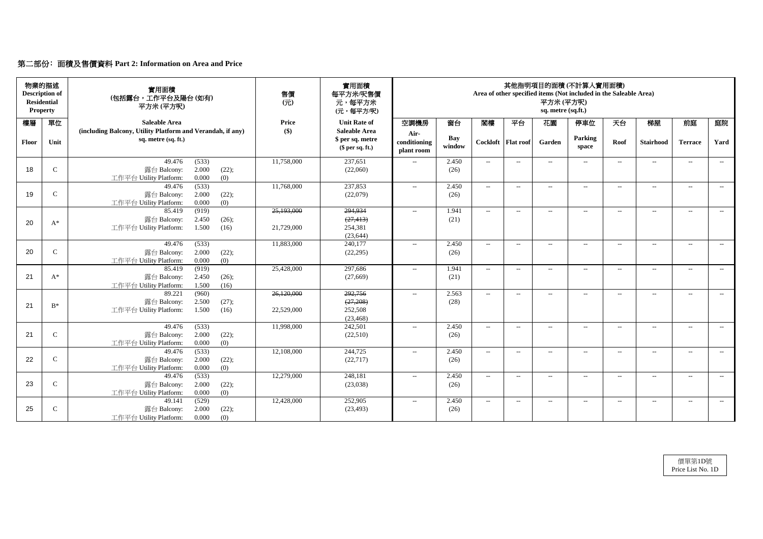## 第二部份﹕面積及售價資料 Part 2: Information on Area and Price

| 物業的描述 Description of Residential Property | | 實用面積 (包括露台，工作平台及陽台 (如有)) 平方米 (平方呎) | 售價 (元) | 實用面積 每平方米/呎售價 元，每平方米 (元，每平方/呎) | 其他指明項目的面積 (不計算入實用面積) Area of other specified items (Not included in the Saleable Area) 平方米 (平方呎) sq. metre (sq.ft.) | | | | | | | | | |
|---|---|---|---|---|---|---|---|---|---|---|---|---|---|---|
| 樓層 Floor | 單位 Unit | Saleable Area (including Balcony, Utility Platform and Verandah, if any) sq. metre (sq. ft.) | Price ($) | Unit Rate of Saleable Area $ per sq. metre ($ per sq. ft.) | 空調機房 Air-conditioning plant room | 窗台 Bay window | 閣樓 Cockloft | 平台 Flat roof | 花園 Garden | 停車位 Parking space | 天台 Roof | 梯屋 Stairhood | 前庭 Terrace | 庭院 Yard |
| 18 | C | 49.476 (533) 露台 Balcony: 2.000 (22); 工作平台 Utility Platform: 0.000 (0) | 11,758,000 | 237,651 (22,060) | -- | 2.450 (26) | -- | -- | -- | -- | -- | -- | -- | -- |
| 19 | C | 49.476 (533) 露台 Balcony: 2.000 (22); 工作平台 Utility Platform: 0.000 (0) | 11,768,000 | 237,853 (22,079) | -- | 2.450 (26) | -- | -- | -- | -- | -- | -- | -- | -- |
| 20 | A* | 85.419 (919) 露台 Balcony: 2.450 (26); 工作平台 Utility Platform: 1.500 (16) | ~~25,193,000~~ 21,729,000 | ~~294,934~~ ~~(27,413)~~ 254,381 (23,644) | -- | 1.941 (21) | -- | -- | -- | -- | -- | -- | -- | -- |
| 20 | C | 49.476 (533) 露台 Balcony: 2.000 (22); 工作平台 Utility Platform: 0.000 (0) | 11,883,000 | 240,177 (22,295) | -- | 2.450 (26) | -- | -- | -- | -- | -- | -- | -- | -- |
| 21 | A* | 85.419 (919) 露台 Balcony: 2.450 (26); 工作平台 Utility Platform: 1.500 (16) | 25,428,000 | 297,686 (27,669) | -- | 1.941 (21) | -- | -- | -- | -- | -- | -- | -- | -- |
| 21 | B* | 89.221 (960) 露台 Balcony: 2.500 (27); 工作平台 Utility Platform: 1.500 (16) | ~~26,120,000~~ 22,529,000 | ~~292,756~~ ~~(27,208)~~ 252,508 (23,468) | -- | 2.563 (28) | -- | -- | -- | -- | -- | -- | -- | -- |
| 21 | C | 49.476 (533) 露台 Balcony: 2.000 (22); 工作平台 Utility Platform: 0.000 (0) | 11,998,000 | 242,501 (22,510) | -- | 2.450 (26) | -- | -- | -- | -- | -- | -- | -- | -- |
| 22 | C | 49.476 (533) 露台 Balcony: 2.000 (22); 工作平台 Utility Platform: 0.000 (0) | 12,108,000 | 244,725 (22,717) | -- | 2.450 (26) | -- | -- | -- | -- | -- | -- | -- | -- |
| 23 | C | 49.476 (533) 露台 Balcony: 2.000 (22); 工作平台 Utility Platform: 0.000 (0) | 12,279,000 | 248,181 (23,038) | -- | 2.450 (26) | -- | -- | -- | -- | -- | -- | -- | -- |
| 25 | C | 49.141 (529) 露台 Balcony: 2.000 (22); 工作平台 Utility Platform: 0.000 (0) | 12,428,000 | 252,905 (23,493) | -- | 2.450 (26) | -- | -- | -- | -- | -- | -- | -- | -- |

價單第1D號
Price List No. 1D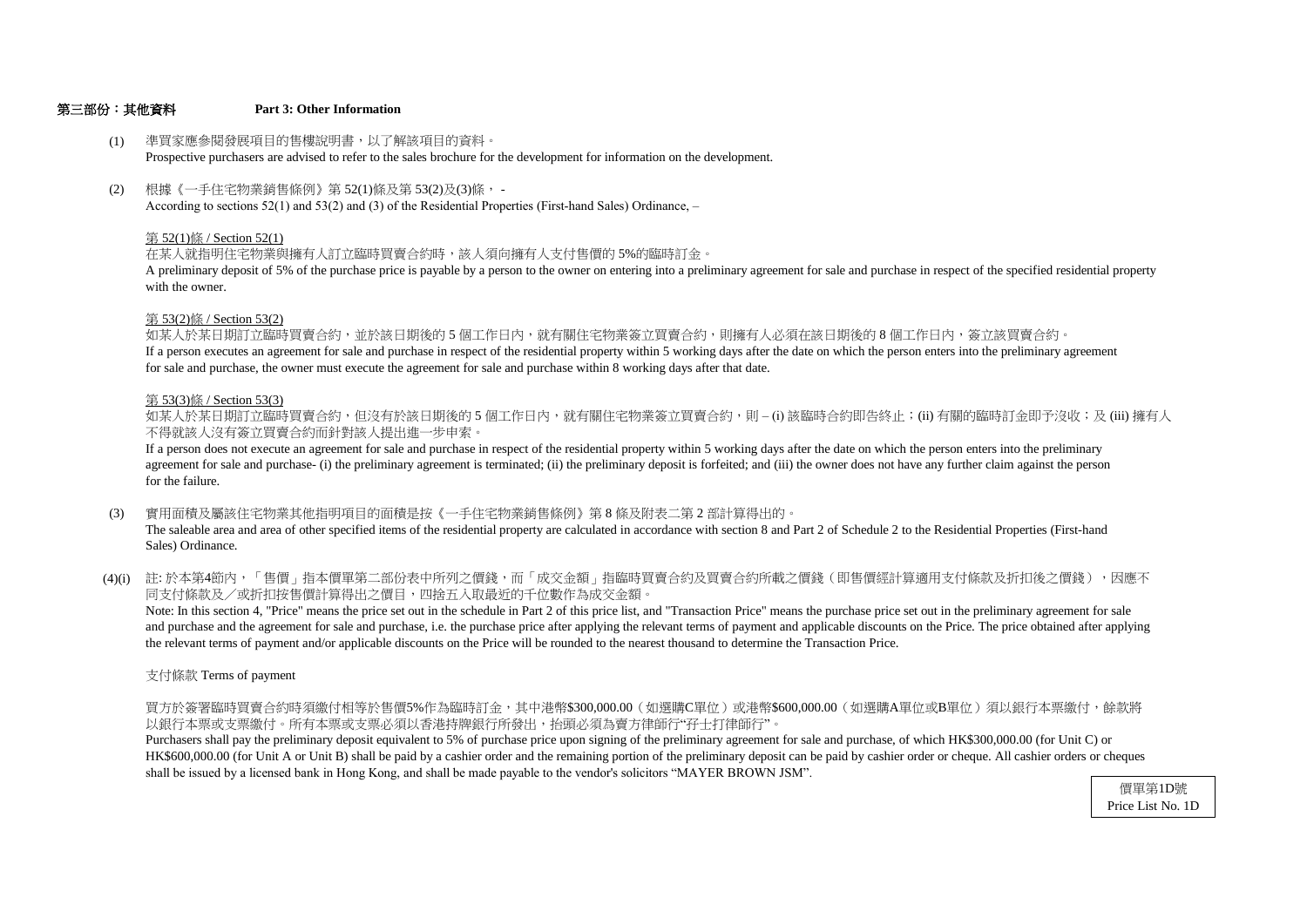## 第三部份：其他資料　　Part 3: Other Information

(1) 準買家應參閱發展項目的售樓說明書，以了解該項目的資料。
Prospective purchasers are advised to refer to the sales brochure for the development for information on the development.

(2) 根據《一手住宅物業銷售條例》第 52(1)條及第 53(2)及(3)條， -
According to sections 52(1) and 53(2) and (3) of the Residential Properties (First-hand Sales) Ordinance, –

第 52(1)條 / Section 52(1)

在某人就指明住宅物業與擁有人訂立臨時買賣合約時，該人須向擁有人支付售價的 5%的臨時訂金。
A preliminary deposit of 5% of the purchase price is payable by a person to the owner on entering into a preliminary agreement for sale and purchase in respect of the specified residential property with the owner.

第 53(2)條 / Section 53(2)

如某人於某日期訂立臨時買賣合約，並於該日期後的 5 個工作日內，就有關住宅物業簽立買賣合約，則擁有人必須在該日期後的 8 個工作日內，簽立該買賣合約。
If a person executes an agreement for sale and purchase in respect of the residential property within 5 working days after the date on which the person enters into the preliminary agreement for sale and purchase, the owner must execute the agreement for sale and purchase within 8 working days after that date.

第 53(3)條 / Section 53(3)

如某人於某日期訂立臨時買賣合約，但沒有於該日期後的 5 個工作日內，就有關住宅物業簽立買賣合約，則 – (i) 該臨時合約即告終止；(ii) 有關的臨時訂金即予沒收；及 (iii) 擁有人不得就該人沒有簽立買賣合約而針對該人提出進一步申索。
If a person does not execute an agreement for sale and purchase in respect of the residential property within 5 working days after the date on which the person enters into the preliminary agreement for sale and purchase- (i) the preliminary agreement is terminated; (ii) the preliminary deposit is forfeited; and (iii) the owner does not have any further claim against the person for the failure.

(3) 實用面積及屬該住宅物業其他指明項目的面積是按《一手住宅物業銷售條例》第 8 條及附表二第 2 部計算得出的。
The saleable area and area of other specified items of the residential property are calculated in accordance with section 8 and Part 2 of Schedule 2 to the Residential Properties (First-hand Sales) Ordinance.

(4)(i) 註: 於本第4節內，「售價」指本價單第二部份表中所列之價錢，而「成交金額」指臨時買賣合約及買賣合約所載之價錢（即售價經計算適用支付條款及折扣後之價錢），因應不同支付條款及／或折扣按售價計算得出之價目，四捨五入取最近的千位數作為成交金額。
Note: In this section 4, "Price" means the price set out in the schedule in Part 2 of this price list, and "Transaction Price" means the purchase price set out in the preliminary agreement for sale and purchase and the agreement for sale and purchase, i.e. the purchase price after applying the relevant terms of payment and applicable discounts on the Price. The price obtained after applying the relevant terms of payment and/or applicable discounts on the Price will be rounded to the nearest thousand to determine the Transaction Price.

支付條款 Terms of payment

買方於簽署臨時買賣合約時須繳付相等於售價5%作為臨時訂金，其中港幣$300,000.00（如選購C單位）或港幣$600,000.00（如選購A單位或B單位）須以銀行本票繳付，餘款將以銀行本票或支票繳付。所有本票或支票必須以香港持牌銀行所發出，抬頭必須為賣方律師行"孖士打律師行"。
Purchasers shall pay the preliminary deposit equivalent to 5% of purchase price upon signing of the preliminary agreement for sale and purchase, of which HK$300,000.00 (for Unit C) or HK$600,000.00 (for Unit A or Unit B) shall be paid by a cashier order and the remaining portion of the preliminary deposit can be paid by cashier order or cheque. All cashier orders or cheques shall be issued by a licensed bank in Hong Kong, and shall be made payable to the vendor's solicitors "MAYER BROWN JSM".

價單第1D號
Price List No. 1D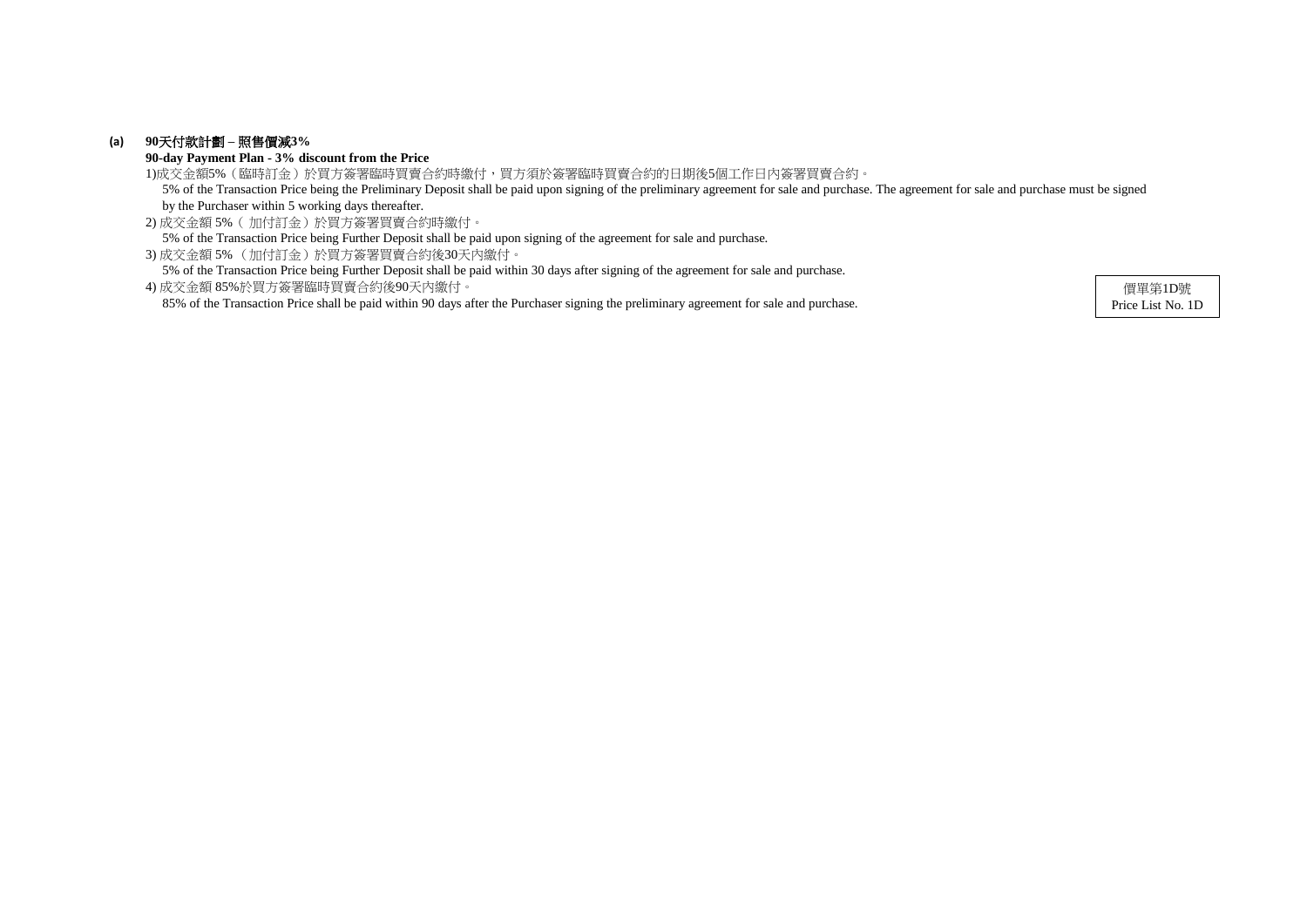**(a) 90天付款計劃 – 照售價減3%**

**90-day Payment Plan - 3% discount from the Price**

1)成交金額5%（臨時訂金）於買方簽署臨時買賣合約時繳付，買方須於簽署臨時買賣合約的日期後5個工作日內簽署買賣合約。

5% of the Transaction Price being the Preliminary Deposit shall be paid upon signing of the preliminary agreement for sale and purchase. The agreement for sale and purchase must be signed by the Purchaser within 5 working days thereafter.

2) 成交金額 5%（ 加付訂金）於買方簽署買賣合約時繳付。

5% of the Transaction Price being Further Deposit shall be paid upon signing of the agreement for sale and purchase.

3) 成交金額 5% （加付訂金）於買方簽署買賣合約後30天內繳付。

5% of the Transaction Price being Further Deposit shall be paid within 30 days after signing of the agreement for sale and purchase.

4) 成交金額 85%於買方簽署臨時買賣合約後90天內繳付。

85% of the Transaction Price shall be paid within 90 days after the Purchaser signing the preliminary agreement for sale and purchase.

價單第1D號
Price List No. 1D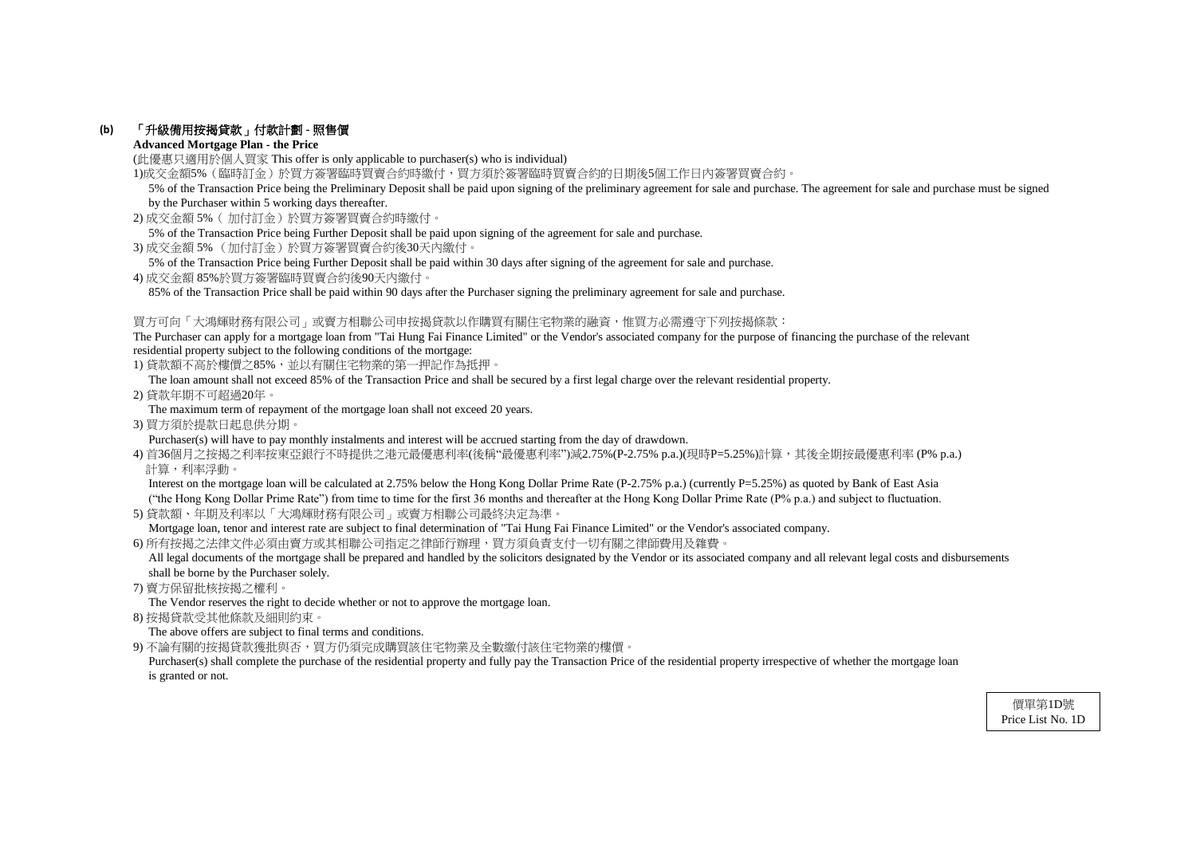### (b) 「升級備用按揭貸款」付款計劃 - 照售價

**Advanced Mortgage Plan - the Price**

(此優惠只適用於個人買家 This offer is only applicable to purchaser(s) who is individual)

1)成交金額5%（臨時訂金）於買方簽署臨時買賣合約時繳付，買方須於簽署臨時買賣合約的日期後5個工作日內簽署買賣合約。

5% of the Transaction Price being the Preliminary Deposit shall be paid upon signing of the preliminary agreement for sale and purchase. The agreement for sale and purchase must be signed by the Purchaser within 5 working days thereafter.

2) 成交金額 5%（ 加付訂金）於買方簽署買賣合約時繳付。

5% of the Transaction Price being Further Deposit shall be paid upon signing of the agreement for sale and purchase.

3) 成交金額 5% （加付訂金）於買方簽署買賣合約後30天內繳付。

5% of the Transaction Price being Further Deposit shall be paid within 30 days after signing of the agreement for sale and purchase.

4) 成交金額 85%於買方簽署臨時買賣合約後90天內繳付。

85% of the Transaction Price shall be paid within 90 days after the Purchaser signing the preliminary agreement for sale and purchase.

買方可向「大鴻輝財務有限公司」或賣方相聯公司申按揭貸款以作購買有關住宅物業的融資，惟買方必需遵守下列按揭條款：

The Purchaser can apply for a mortgage loan from "Tai Hung Fai Finance Limited" or the Vendor's associated company for the purpose of financing the purchase of the relevant residential property subject to the following conditions of the mortgage:

1) 貸款額不高於樓價之85%，並以有關住宅物業的第一押記作為抵押。

The loan amount shall not exceed 85% of the Transaction Price and shall be secured by a first legal charge over the relevant residential property.

2) 貸款年期不可超過20年。

The maximum term of repayment of the mortgage loan shall not exceed 20 years.

3) 買方須於提款日起息供分期。

Purchaser(s) will have to pay monthly instalments and interest will be accrued starting from the day of drawdown.

4) 首36個月之按揭之利率按東亞銀行不時提供之港元最優惠利率(後稱"最優惠利率")減2.75%(P-2.75% p.a.)(現時P=5.25%)計算，其後全期按最優惠利率 (P% p.a.) 計算，利率浮動。

Interest on the mortgage loan will be calculated at 2.75% below the Hong Kong Dollar Prime Rate (P-2.75% p.a.) (currently P=5.25%) as quoted by Bank of East Asia ("the Hong Kong Dollar Prime Rate") from time to time for the first 36 months and thereafter at the Hong Kong Dollar Prime Rate (P% p.a.) and subject to fluctuation.

5) 貸款額、年期及利率以「大鴻輝財務有限公司」或賣方相聯公司最終決定為準。

Mortgage loan, tenor and interest rate are subject to final determination of "Tai Hung Fai Finance Limited" or the Vendor's associated company.

6) 所有按揭之法律文件必須由賣方或其相聯公司指定之律師行辦理，買方須負責支付一切有關之律師費用及雜費。

All legal documents of the mortgage shall be prepared and handled by the solicitors designated by the Vendor or its associated company and all relevant legal costs and disbursements shall be borne by the Purchaser solely.

7) 賣方保留批核按揭之權利。

The Vendor reserves the right to decide whether or not to approve the mortgage loan.

8) 按揭貸款受其他條款及細則約束。

The above offers are subject to final terms and conditions.

9) 不論有關的按揭貸款獲批與否，買方仍須完成購買該住宅物業及全數繳付該住宅物業的樓價。

Purchaser(s) shall complete the purchase of the residential property and fully pay the Transaction Price of the residential property irrespective of whether the mortgage loan is granted or not.

價單第1D號
Price List No. 1D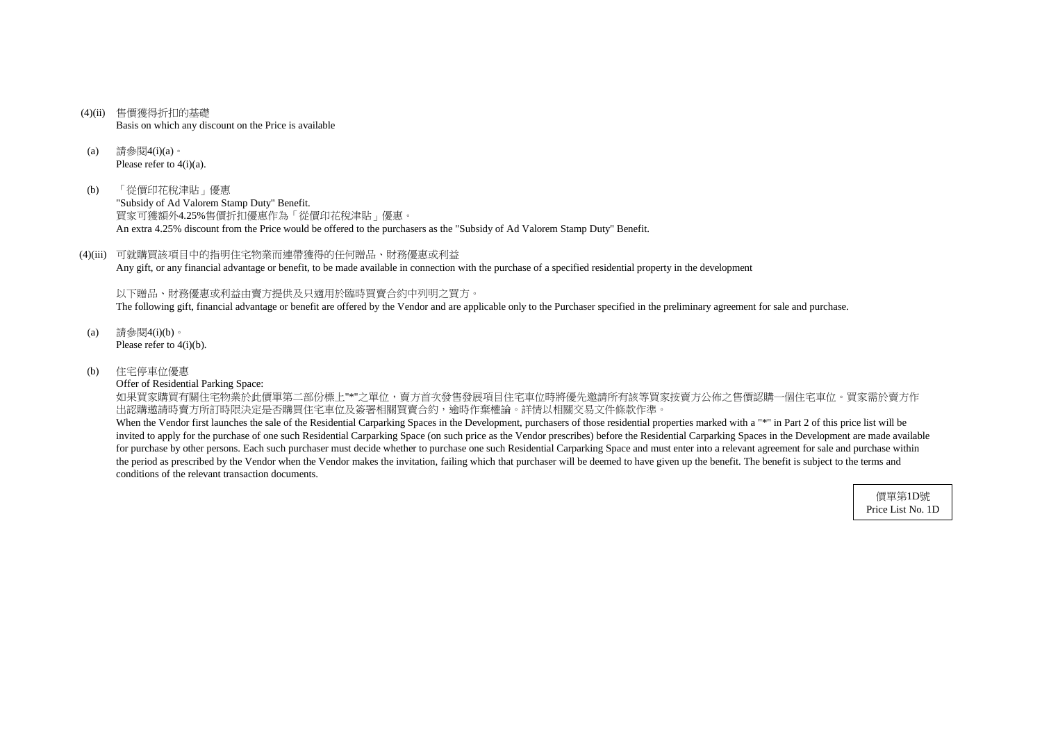(4)(ii) 售價獲得折扣的基礎
Basis on which any discount on the Price is available

(a) 請參閱4(i)(a)。
Please refer to 4(i)(a).

(b) 「從價印花稅津貼」優惠
"Subsidy of Ad Valorem Stamp Duty" Benefit.
買家可獲額外4.25%售價折扣優惠作為「從價印花稅津貼」優惠。
An extra 4.25% discount from the Price would be offered to the purchasers as the "Subsidy of Ad Valorem Stamp Duty" Benefit.

(4)(iii) 可就購買該項目中的指明住宅物業而連帶獲得的任何贈品、財務優惠或利益
Any gift, or any financial advantage or benefit, to be made available in connection with the purchase of a specified residential property in the development

以下贈品、財務優惠或利益由賣方提供及只適用於臨時買賣合約中列明之買方。
The following gift, financial advantage or benefit are offered by the Vendor and are applicable only to the Purchaser specified in the preliminary agreement for sale and purchase.

(a) 請參閱4(i)(b)。
Please refer to 4(i)(b).

(b) 住宅停車位優惠
Offer of Residential Parking Space:
如果買家購買有關住宅物業於此價單第二部份標上"*"之單位，賣方首次發售發展項目住宅車位時將優先邀請所有該等買家按賣方公佈之售價認購一個住宅車位。買家需於賣方作出認購邀請時賣方所訂時限決定是否購買住宅車位及簽署相關買賣合約，逾時作棄權論。詳情以相關交易文件條款作準。
When the Vendor first launches the sale of the Residential Carparking Spaces in the Development, purchasers of those residential properties marked with a "*" in Part 2 of this price list will be invited to apply for the purchase of one such Residential Carparking Space (on such price as the Vendor prescribes) before the Residential Carparking Spaces in the Development are made available for purchase by other persons. Each such purchaser must decide whether to purchase one such Residential Carparking Space and must enter into a relevant agreement for sale and purchase within the period as prescribed by the Vendor when the Vendor makes the invitation, failing which that purchaser will be deemed to have given up the benefit. The benefit is subject to the terms and conditions of the relevant transaction documents.

價單第1D號
Price List No. 1D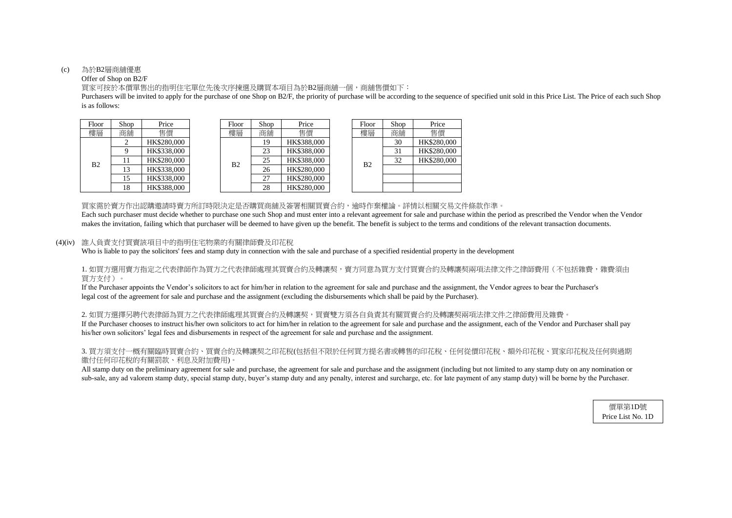(c) 為於B2層商舖優惠

Offer of Shop on B2/F

買家可按於本價單售出的指明住宅單位先後次序揀選及購買本項目為於B2層商舖一個，商舖售價如下：

Purchasers will be invited to apply for the purchase of one Shop on B2/F, the priority of purchase will be according to the sequence of specified unit sold in this Price List. The Price of each such Shop is as follows:

| Floor 樓層 | Shop 商舖 | Price 售價 |
|---|---|---|
| B2 | 2 | HK$280,000 |
| | 9 | HK$338,000 |
| | 11 | HK$280,000 |
| | 13 | HK$338,000 |
| | 15 | HK$338,000 |
| | 18 | HK$388,000 |

| Floor 樓層 | Shop 商舖 | Price 售價 |
|---|---|---|
| B2 | 19 | HK$388,000 |
| | 23 | HK$388,000 |
| | 25 | HK$388,000 |
| | 26 | HK$280,000 |
| | 27 | HK$280,000 |
| | 28 | HK$280,000 |

| Floor 樓層 | Shop 商舖 | Price 售價 |
|---|---|---|
| B2 | 30 | HK$280,000 |
| | 31 | HK$280,000 |
| | 32 | HK$280,000 |
| | | |
| | | |
| | | |

買家需於賣方作出認購邀請時賣方所訂時限決定是否購買商舖及簽署相關買賣合約，逾時作棄權論。詳情以相關交易文件條款作準。

Each such purchaser must decide whether to purchase one such Shop and must enter into a relevant agreement for sale and purchase within the period as prescribed the Vendor when the Vendor makes the invitation, failing which that purchaser will be deemed to have given up the benefit. The benefit is subject to the terms and conditions of the relevant transaction documents.

(4)(iv) 誰人負責支付買賣該項目中的指明住宅物業的有關律師費及印花稅

Who is liable to pay the solicitors' fees and stamp duty in connection with the sale and purchase of a specified residential property in the development

1. 如買方選用賣方指定之代表律師作為買方之代表律師處理其買賣合約及轉讓契，賣方同意為買方支付買賣合約及轉讓契兩項法律文件之律師費用（不包括雜費，雜費須由買方支付）。

If the Purchaser appoints the Vendor's solicitors to act for him/her in relation to the agreement for sale and purchase and the assignment, the Vendor agrees to bear the Purchaser's legal cost of the agreement for sale and purchase and the assignment (excluding the disbursements which shall be paid by the Purchaser).

2. 如買方選擇另聘代表律師為買方之代表律師處理其買賣合約及轉讓契，買賣雙方須各自負責其有關買賣合約及轉讓契兩項法律文件之律師費用及雜費。

If the Purchaser chooses to instruct his/her own solicitors to act for him/her in relation to the agreement for sale and purchase and the assignment, each of the Vendor and Purchaser shall pay his/her own solicitors' legal fees and disbursements in respect of the agreement for sale and purchase and the assignment.

3. 買方須支付一概有關臨時買賣合約、買賣合約及轉讓契之印花稅(包括但不限於任何買方提名書或轉售的印花稅、任何從價印花稅、額外印花稅、買家印花稅及任何與過期繳付任何印花稅的有關罰款、利息及附加費用)。

All stamp duty on the preliminary agreement for sale and purchase, the agreement for sale and purchase and the assignment (including but not limited to any stamp duty on any nomination or sub-sale, any ad valorem stamp duty, special stamp duty, buyer's stamp duty and any penalty, interest and surcharge, etc. for late payment of any stamp duty) will be borne by the Purchaser.

價單第1D號
Price List No. 1D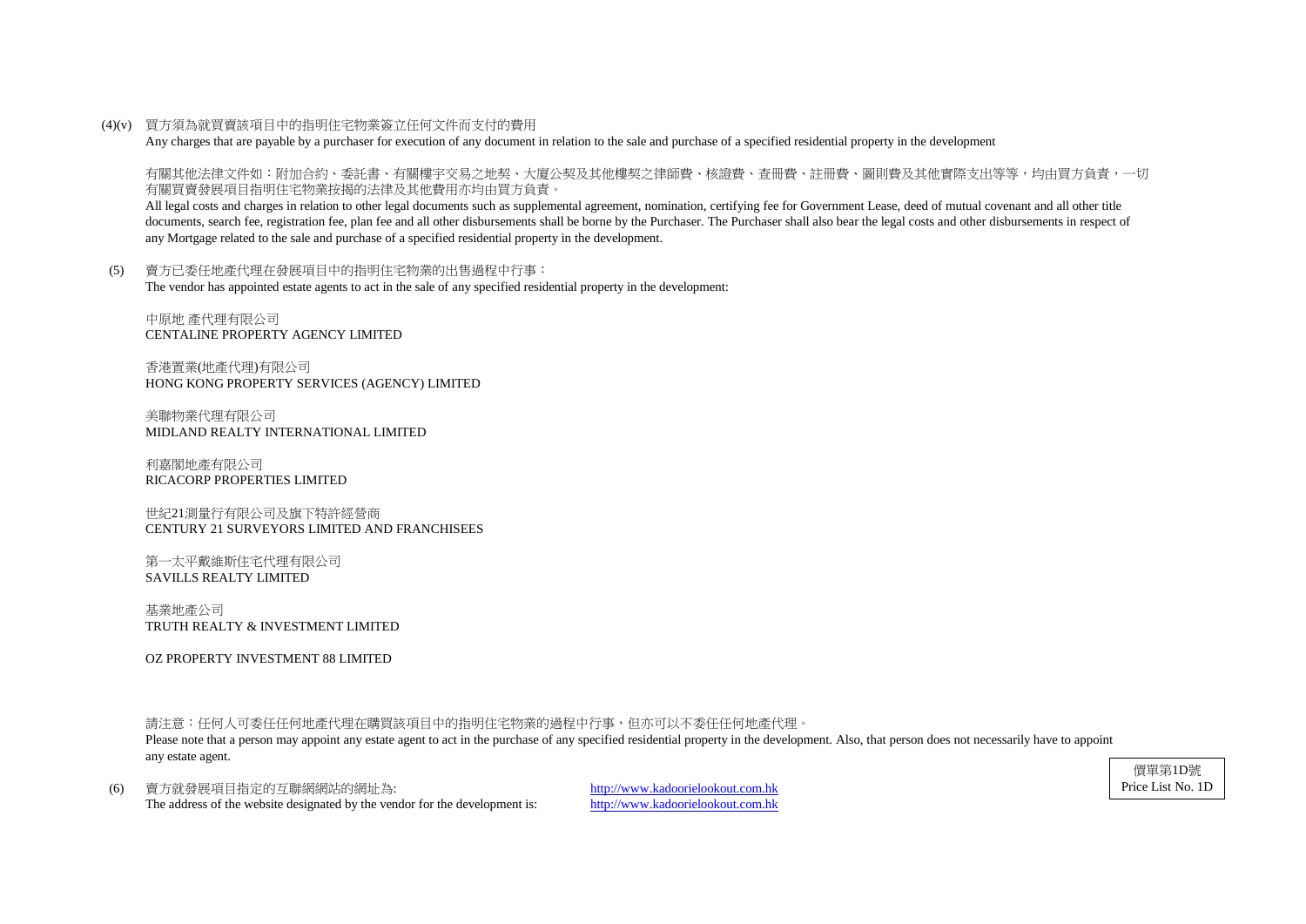(4)(v) 買方須為就買賣該項目中的指明住宅物業簽立任何文件而支付的費用
Any charges that are payable by a purchaser for execution of any document in relation to the sale and purchase of a specified residential property in the development

有關其他法律文件如：附加合約、委託書、有關樓宇交易之地契、大廈公契及其他樓契之律師費、核證費、查冊費、註冊費、圖則費及其他實際支出等等，均由買方負責，一切有關買賣發展項目指明住宅物業按揭的法律及其他費用亦均由買方負責。
All legal costs and charges in relation to other legal documents such as supplemental agreement, nomination, certifying fee for Government Lease, deed of mutual covenant and all other title documents, search fee, registration fee, plan fee and all other disbursements shall be borne by the Purchaser. The Purchaser shall also bear the legal costs and other disbursements in respect of any Mortgage related to the sale and purchase of a specified residential property in the development.

(5) 賣方已委任地產代理在發展項目中的指明住宅物業的出售過程中行事：
The vendor has appointed estate agents to act in the sale of any specified residential property in the development:

中原地 產代理有限公司
CENTALINE PROPERTY AGENCY LIMITED

香港置業(地產代理)有限公司
HONG KONG PROPERTY SERVICES (AGENCY) LIMITED

美聯物業代理有限公司
MIDLAND REALTY INTERNATIONAL LIMITED

利嘉閣地產有限公司
RICACORP PROPERTIES LIMITED

世紀21測量行有限公司及旗下特許經營商
CENTURY 21 SURVEYORS LIMITED AND FRANCHISEES

第一太平戴維斯住宅代理有限公司
SAVILLS REALTY LIMITED

基業地產公司
TRUTH REALTY & INVESTMENT LIMITED

OZ PROPERTY INVESTMENT 88 LIMITED

請注意：任何人可委任任何地產代理在購買該項目中的指明住宅物業的過程中行事，但亦可以不委任任何地產代理。
Please note that a person may appoint any estate agent to act in the purchase of any specified residential property in the development. Also, that person does not necessarily have to appoint any estate agent.

(6) 賣方就發展項目指定的互聯網網站的網址為: http://www.kadoorielookout.com.hk
The address of the website designated by the vendor for the development is: http://www.kadoorielookout.com.hk

價單第1D號
Price List No. 1D